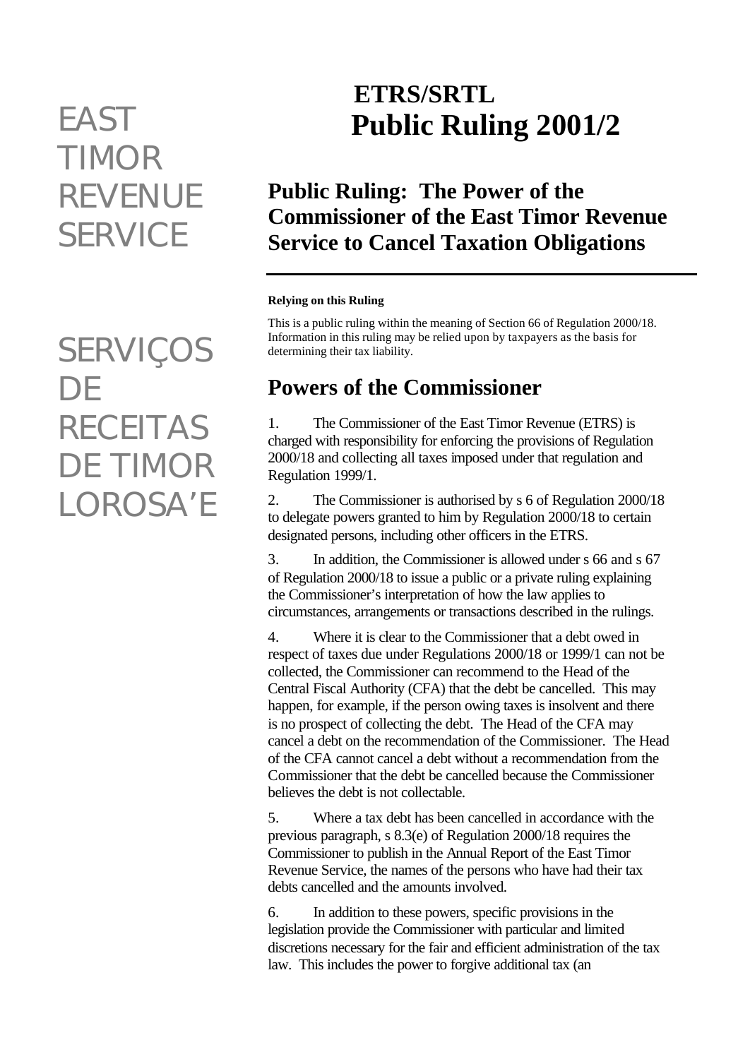EAST TIMOR REVENUE SERVICE

SERVIÇOS DE RECEITAS DE TIMOR LOROSA'E

# ETRS/SRTL Public Ruling 2001/2

## Public Ruling: The Power of the Commissioner of the East Timor Revenue Service to Cancel Taxation Obligations

---

**Relying on this Ruling**

This is a public ruling within the meaning of Section 66 of Regulation 2000/18. Information in this ruling may be relied upon by taxpayers as the basis for determining their tax liability.

## Powers of the Commissioner

1. The Commissioner of the East Timor Revenue (ETRS) is charged with responsibility for enforcing the provisions of Regulation 2000/18 and collecting all taxes imposed under that regulation and Regulation 1999/1.

2. The Commissioner is authorised by s 6 of Regulation 2000/18 to delegate powers granted to him by Regulation 2000/18 to certain designated persons, including other officers in the ETRS.

3. In addition, the Commissioner is allowed under s 66 and s 67 of Regulation 2000/18 to issue a public or a private ruling explaining the Commissioner's interpretation of how the law applies to circumstances, arrangements or transactions described in the rulings.

4. Where it is clear to the Commissioner that a debt owed in respect of taxes due under Regulations 2000/18 or 1999/1 can not be collected, the Commissioner can recommend to the Head of the Central Fiscal Authority (CFA) that the debt be cancelled. This may happen, for example, if the person owing taxes is insolvent and there is no prospect of collecting the debt. The Head of the CFA may cancel a debt on the recommendation of the Commissioner. The Head of the CFA cannot cancel a debt without a recommendation from the Commissioner that the debt be cancelled because the Commissioner believes the debt is not collectable.

5. Where a tax debt has been cancelled in accordance with the previous paragraph, s 8.3(e) of Regulation 2000/18 requires the Commissioner to publish in the Annual Report of the East Timor Revenue Service, the names of the persons who have had their tax debts cancelled and the amounts involved.

6. In addition to these powers, specific provisions in the legislation provide the Commissioner with particular and limited discretions necessary for the fair and efficient administration of the tax law. This includes the power to forgive additional tax (an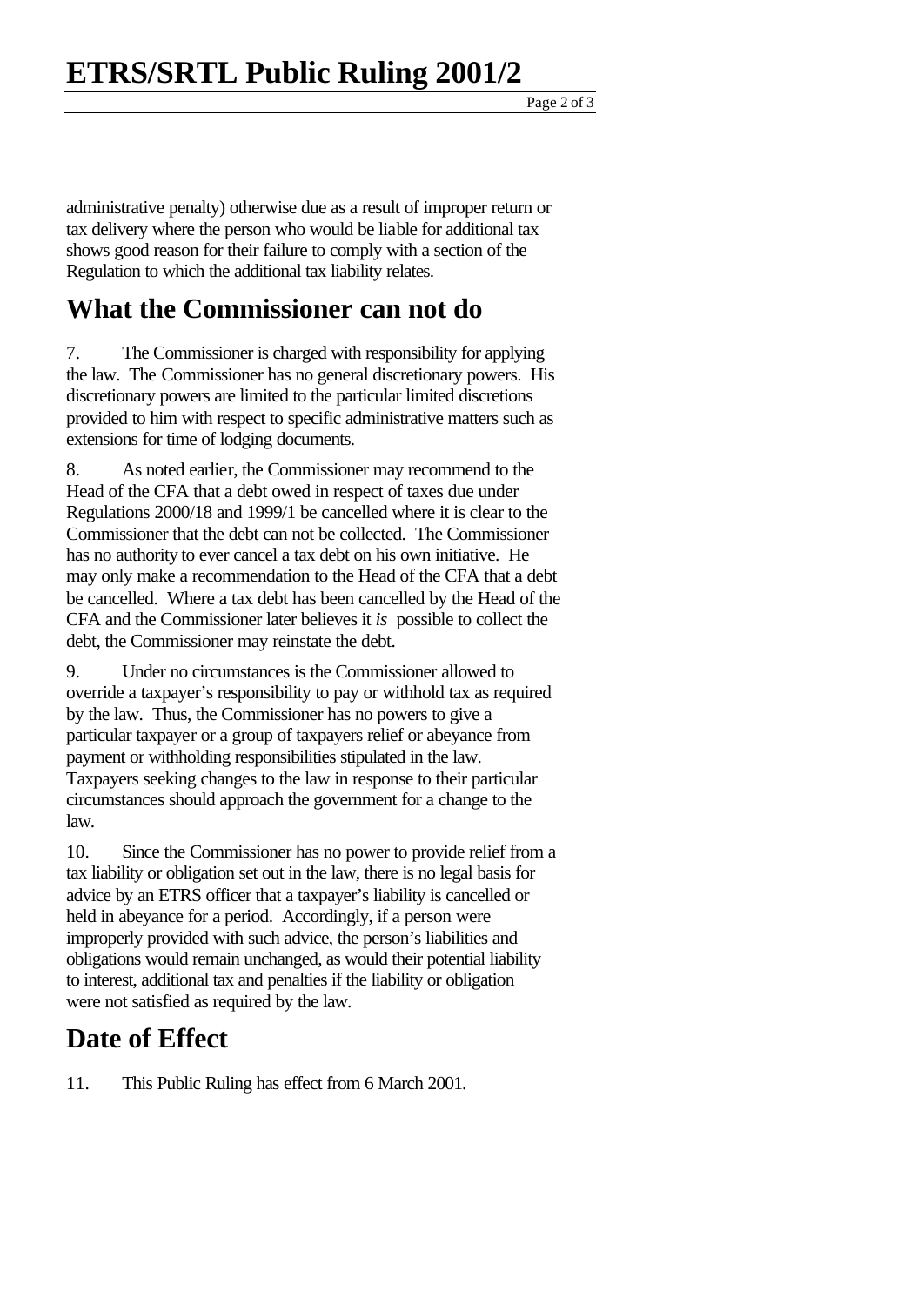administrative penalty) otherwise due as a result of improper return or tax delivery where the person who would be liable for additional tax shows good reason for their failure to comply with a section of the Regulation to which the additional tax liability relates.

## What the Commissioner can not do

7. The Commissioner is charged with responsibility for applying the law. The Commissioner has no general discretionary powers. His discretionary powers are limited to the particular limited discretions provided to him with respect to specific administrative matters such as extensions for time of lodging documents.

8. As noted earlier, the Commissioner may recommend to the Head of the CFA that a debt owed in respect of taxes due under Regulations 2000/18 and 1999/1 be cancelled where it is clear to the Commissioner that the debt can not be collected. The Commissioner has no authority to ever cancel a tax debt on his own initiative. He may only make a recommendation to the Head of the CFA that a debt be cancelled. Where a tax debt has been cancelled by the Head of the CFA and the Commissioner later believes it *is* possible to collect the debt, the Commissioner may reinstate the debt.

9. Under no circumstances is the Commissioner allowed to override a taxpayer's responsibility to pay or withhold tax as required by the law. Thus, the Commissioner has no powers to give a particular taxpayer or a group of taxpayers relief or abeyance from payment or withholding responsibilities stipulated in the law. Taxpayers seeking changes to the law in response to their particular circumstances should approach the government for a change to the law.

10. Since the Commissioner has no power to provide relief from a tax liability or obligation set out in the law, there is no legal basis for advice by an ETRS officer that a taxpayer's liability is cancelled or held in abeyance for a period. Accordingly, if a person were improperly provided with such advice, the person's liabilities and obligations would remain unchanged, as would their potential liability to interest, additional tax and penalties if the liability or obligation were not satisfied as required by the law.

## Date of Effect

11. This Public Ruling has effect from 6 March 2001.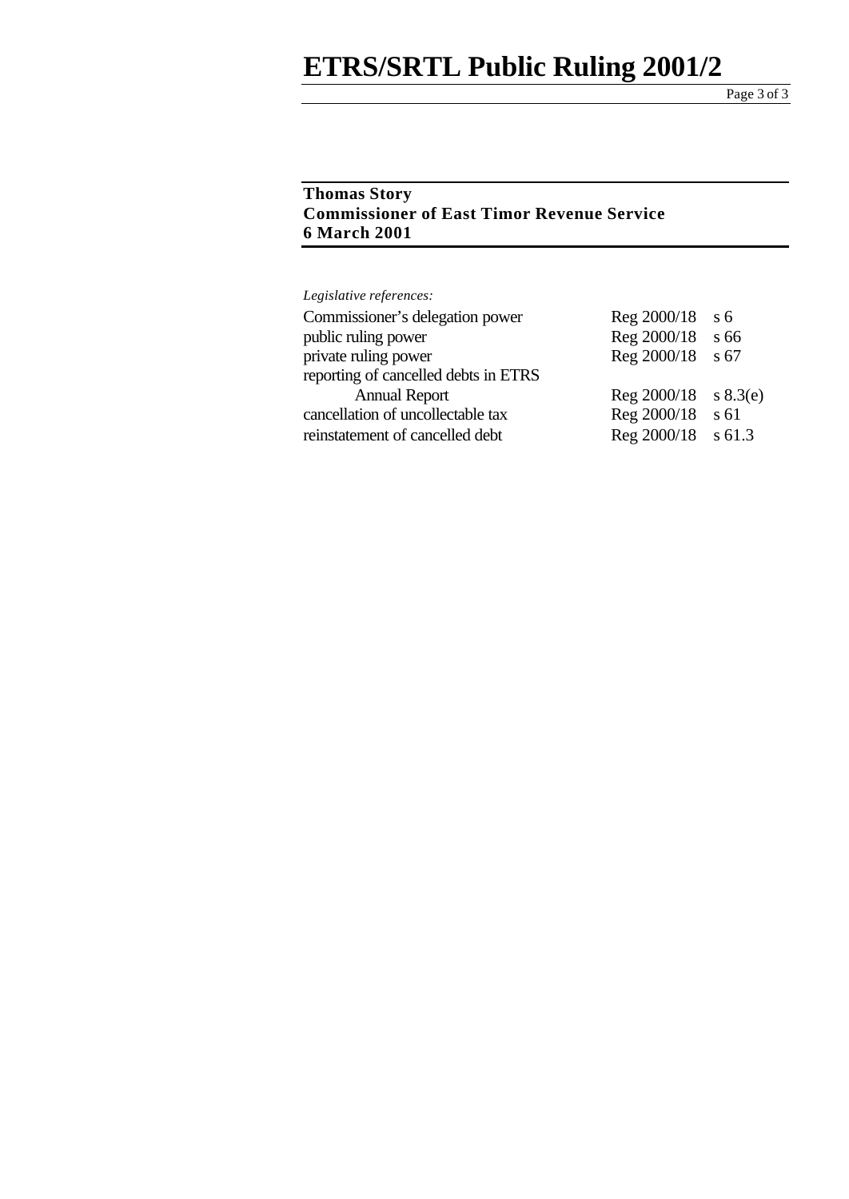**Thomas Story**
**Commissioner of East Timor Revenue Service**
**6 March 2001**

*Legislative references:*

| | | |
|---|---|---|
| Commissioner's delegation power | Reg 2000/18 | s 6 |
| public ruling power | Reg 2000/18 | s 66 |
| private ruling power | Reg 2000/18 | s 67 |
| reporting of cancelled debts in ETRS Annual Report | Reg 2000/18 | s 8.3(e) |
| cancellation of uncollectable tax | Reg 2000/18 | s 61 |
| reinstatement of cancelled debt | Reg 2000/18 | s 61.3 |